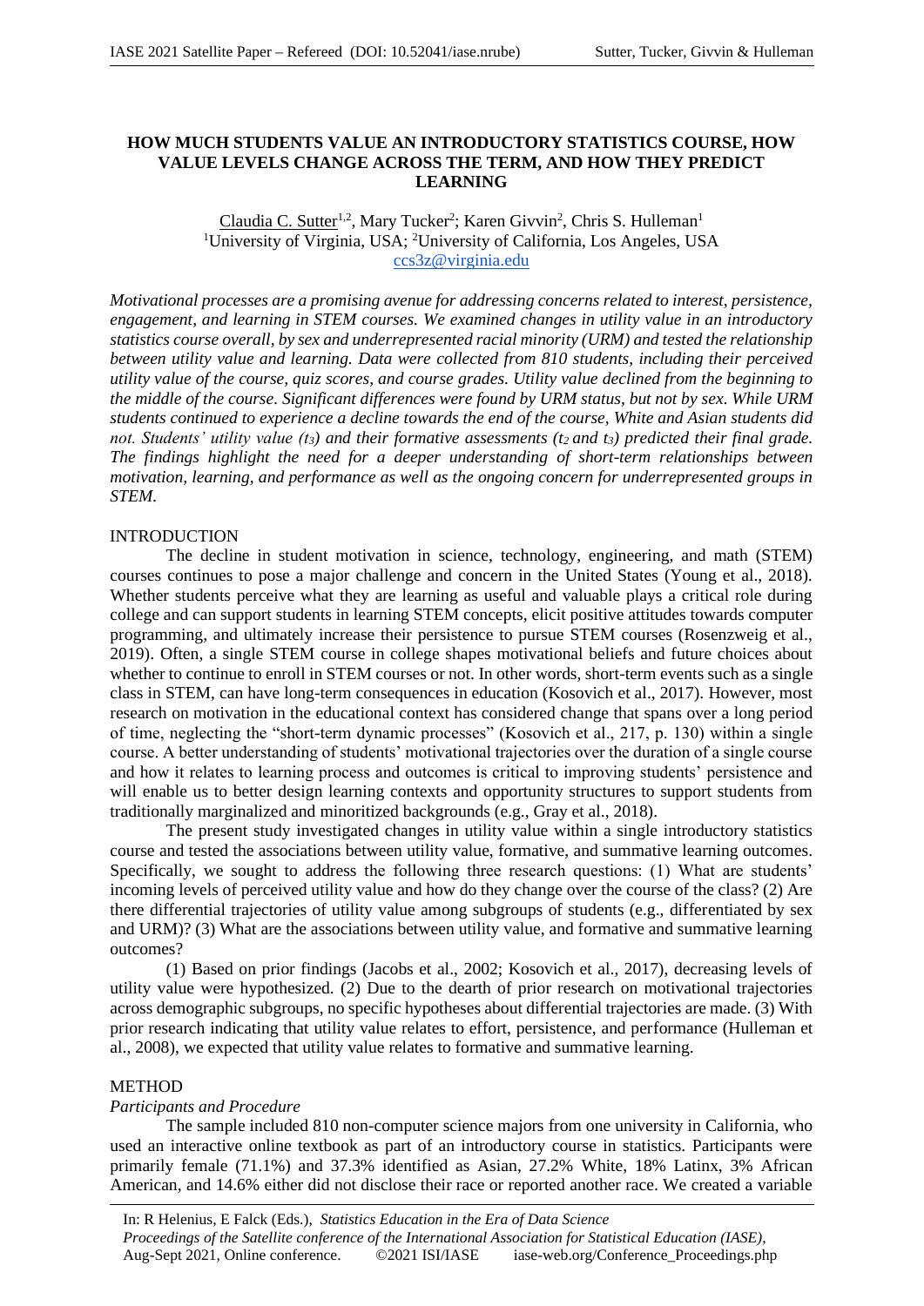# HOW MUCH STUDENTS VALUE AN INTRODUCTORY STATISTICS COURSE, HOW VALUE LEVELS CHANGE ACROSS THE TERM, AND HOW THEY PREDICT LEARNING

Claudia C. Sutter[1,2], Mary Tucker[2]; Karen Givvin[2], Chris S. Hulleman[1]
[1]University of Virginia, USA; [2]University of California, Los Angeles, USA
ccs3z@virginia.edu

*Motivational processes are a promising avenue for addressing concerns related to interest, persistence, engagement, and learning in STEM courses. We examined changes in utility value in an introductory statistics course overall, by sex and underrepresented racial minority (URM) and tested the relationship between utility value and learning. Data were collected from 810 students, including their perceived utility value of the course, quiz scores, and course grades. Utility value declined from the beginning to the middle of the course. Significant differences were found by URM status, but not by sex. While URM students continued to experience a decline towards the end of the course, White and Asian students did not. Students' utility value ($t_3$) and their formative assessments ($t_2$ and $t_3$) predicted their final grade. The findings highlight the need for a deeper understanding of short-term relationships between motivation, learning, and performance as well as the ongoing concern for underrepresented groups in STEM.*

## INTRODUCTION

The decline in student motivation in science, technology, engineering, and math (STEM) courses continues to pose a major challenge and concern in the United States (Young et al., 2018). Whether students perceive what they are learning as useful and valuable plays a critical role during college and can support students in learning STEM concepts, elicit positive attitudes towards computer programming, and ultimately increase their persistence to pursue STEM courses (Rosenzweig et al., 2019). Often, a single STEM course in college shapes motivational beliefs and future choices about whether to continue to enroll in STEM courses or not. In other words, short-term events such as a single class in STEM, can have long-term consequences in education (Kosovich et al., 2017). However, most research on motivation in the educational context has considered change that spans over a long period of time, neglecting the "short-term dynamic processes" (Kosovich et al., 217, p. 130) within a single course. A better understanding of students' motivational trajectories over the duration of a single course and how it relates to learning process and outcomes is critical to improving students' persistence and will enable us to better design learning contexts and opportunity structures to support students from traditionally marginalized and minoritized backgrounds (e.g., Gray et al., 2018).

The present study investigated changes in utility value within a single introductory statistics course and tested the associations between utility value, formative, and summative learning outcomes. Specifically, we sought to address the following three research questions: (1) What are students' incoming levels of perceived utility value and how do they change over the course of the class? (2) Are there differential trajectories of utility value among subgroups of students (e.g., differentiated by sex and URM)? (3) What are the associations between utility value, and formative and summative learning outcomes?

(1) Based on prior findings (Jacobs et al., 2002; Kosovich et al., 2017), decreasing levels of utility value were hypothesized. (2) Due to the dearth of prior research on motivational trajectories across demographic subgroups, no specific hypotheses about differential trajectories are made. (3) With prior research indicating that utility value relates to effort, persistence, and performance (Hulleman et al., 2008), we expected that utility value relates to formative and summative learning.

## METHOD

### *Participants and Procedure*

The sample included 810 non-computer science majors from one university in California, who used an interactive online textbook as part of an introductory course in statistics. Participants were primarily female (71.1%) and 37.3% identified as Asian, 27.2% White, 18% Latinx, 3% African American, and 14.6% either did not disclose their race or reported another race. We created a variable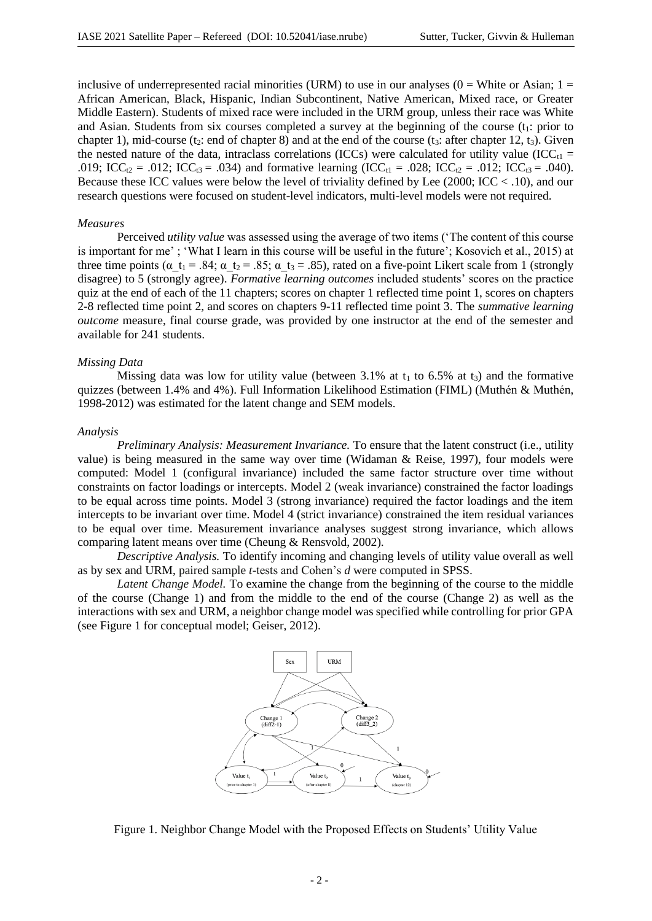inclusive of underrepresented racial minorities (URM) to use in our analyses (0 = White or Asian; 1 = African American, Black, Hispanic, Indian Subcontinent, Native American, Mixed race, or Greater Middle Eastern). Students of mixed race were included in the URM group, unless their race was White and Asian. Students from six courses completed a survey at the beginning of the course ($t_1$: prior to chapter 1), mid-course ($t_2$: end of chapter 8) and at the end of the course ($t_3$: after chapter 12, $t_3$). Given the nested nature of the data, intraclass correlations (ICCs) were calculated for utility value ($ICC_{t1}$ = .019; $ICC_{t2}$ = .012; $ICC_{t3}$ = .034) and formative learning ($ICC_{t1}$ = .028; $ICC_{t2}$ = .012; $ICC_{t3}$ = .040). Because these ICC values were below the level of triviality defined by Lee (2000; ICC < .10), and our research questions were focused on student-level indicators, multi-level models were not required.

*Measures*

Perceived *utility value* was assessed using the average of two items ('The content of this course is important for me' ; 'What I learn in this course will be useful in the future'; Kosovich et al., 2015) at three time points ($\alpha\_t_1$ = .84; $\alpha\_t_2$ = .85; $\alpha\_t_3$ = .85), rated on a five-point Likert scale from 1 (strongly disagree) to 5 (strongly agree). *Formative learning outcomes* included students' scores on the practice quiz at the end of each of the 11 chapters; scores on chapter 1 reflected time point 1, scores on chapters 2-8 reflected time point 2, and scores on chapters 9-11 reflected time point 3. The *summative learning outcome* measure, final course grade, was provided by one instructor at the end of the semester and available for 241 students.

*Missing Data*

Missing data was low for utility value (between 3.1% at $t_1$ to 6.5% at $t_3$) and the formative quizzes (between 1.4% and 4%). Full Information Likelihood Estimation (FIML) (Muthén & Muthén, 1998-2012) was estimated for the latent change and SEM models.

*Analysis*

*Preliminary Analysis: Measurement Invariance.* To ensure that the latent construct (i.e., utility value) is being measured in the same way over time (Widaman & Reise, 1997), four models were computed: Model 1 (configural invariance) included the same factor structure over time without constraints on factor loadings or intercepts. Model 2 (weak invariance) constrained the factor loadings to be equal across time points. Model 3 (strong invariance) required the factor loadings and the item intercepts to be invariant over time. Model 4 (strict invariance) constrained the item residual variances to be equal over time. Measurement invariance analyses suggest strong invariance, which allows comparing latent means over time (Cheung & Rensvold, 2002).

*Descriptive Analysis.* To identify incoming and changing levels of utility value overall as well as by sex and URM, paired sample *t*-tests and Cohen's *d* were computed in SPSS.

*Latent Change Model.* To examine the change from the beginning of the course to the middle of the course (Change 1) and from the middle to the end of the course (Change 2) as well as the interactions with sex and URM, a neighbor change model was specified while controlling for prior GPA (see Figure 1 for conceptual model; Geiser, 2012).

Figure 1. Neighbor Change Model with the Proposed Effects on Students' Utility Value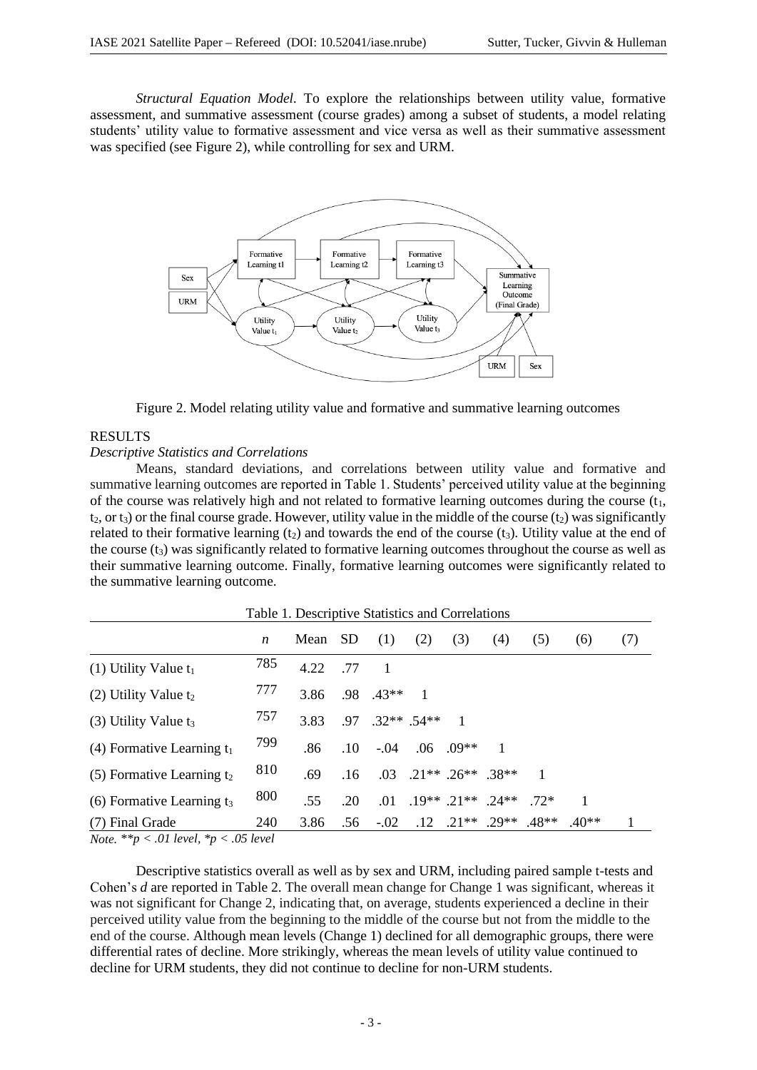*Structural Equation Model.* To explore the relationships between utility value, formative assessment, and summative assessment (course grades) among a subset of students, a model relating students' utility value to formative assessment and vice versa as well as their summative assessment was specified (see Figure 2), while controlling for sex and URM.

Figure 2. Model relating utility value and formative and summative learning outcomes

## RESULTS

### *Descriptive Statistics and Correlations*

Means, standard deviations, and correlations between utility value and formative and summative learning outcomes are reported in Table 1. Students' perceived utility value at the beginning of the course was relatively high and not related to formative learning outcomes during the course ($t_1$, $t_2$, or $t_3$) or the final course grade. However, utility value in the middle of the course ($t_2$) was significantly related to their formative learning ($t_2$) and towards the end of the course ($t_3$). Utility value at the end of the course ($t_3$) was significantly related to formative learning outcomes throughout the course as well as their summative learning outcome. Finally, formative learning outcomes were significantly related to the summative learning outcome.

Table 1. Descriptive Statistics and Correlations

| | *n* | Mean | SD | (1) | (2) | (3) | (4) | (5) | (6) | (7) |
|---|---|---|---|---|---|---|---|---|---|---|
| (1) Utility Value $t_1$ | 785 | 4.22 | .77 | 1 | | | | | | |
| (2) Utility Value $t_2$ | 777 | 3.86 | .98 | .43** | 1 | | | | | |
| (3) Utility Value $t_3$ | 757 | 3.83 | .97 | .32** | .54** | 1 | | | | |
| (4) Formative Learning $t_1$ | 799 | .86 | .10 | -.04 | .06 | .09** | 1 | | | |
| (5) Formative Learning $t_2$ | 810 | .69 | .16 | .03 | .21** | .26** | .38** | 1 | | |
| (6) Formative Learning $t_3$ | 800 | .55 | .20 | .01 | .19** | .21** | .24** | .72* | 1 | |
| (7) Final Grade | 240 | 3.86 | .56 | -.02 | .12 | .21** | .29** | .48** | .40** | 1 |

*Note.* **$p < .01$ level, *$p < .05$ level

Descriptive statistics overall as well as by sex and URM, including paired sample t-tests and Cohen's *d* are reported in Table 2. The overall mean change for Change 1 was significant, whereas it was not significant for Change 2, indicating that, on average, students experienced a decline in their perceived utility value from the beginning to the middle of the course but not from the middle to the end of the course. Although mean levels (Change 1) declined for all demographic groups, there were differential rates of decline. More strikingly, whereas the mean levels of utility value continued to decline for URM students, they did not continue to decline for non-URM students.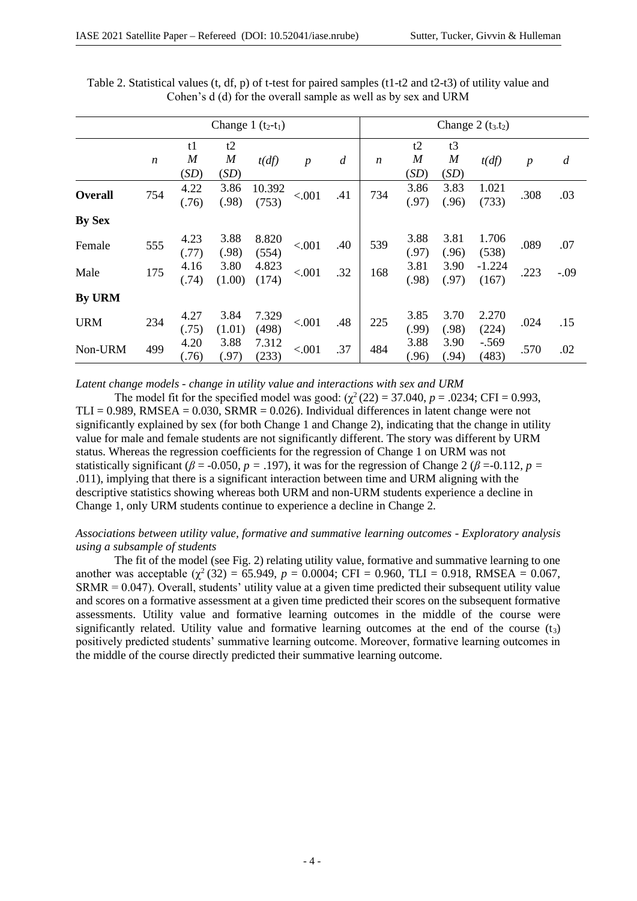Table 2. Statistical values (t, df, p) of t-test for paired samples (t1-t2 and t2-t3) of utility value and Cohen's d (d) for the overall sample as well as by sex and URM

| | Change 1 ($t_2$-$t_1$) | | | | | | Change 2 ($t_3$-$t_2$) | | | | | |
|---|---|---|---|---|---|---|---|---|---|---|---|---|
| | *n* | t1 *M* (*SD*) | t2 *M* (*SD*) | *t(df)* | *p* | *d* | *n* | t2 *M* (*SD*) | t3 *M* (*SD*) | *t(df)* | *p* | *d* |
| **Overall** | 754 | 4.22 (.76) | 3.86 (.98) | 10.392 (753) | <.001 | .41 | 734 | 3.86 (.97) | 3.83 (.96) | 1.021 (733) | .308 | .03 |
| **By Sex** | | | | | | | | | | | | |
| Female | 555 | 4.23 (.77) | 3.88 (.98) | 8.820 (554) | <.001 | .40 | 539 | 3.88 (.97) | 3.81 (.96) | 1.706 (538) | .089 | .07 |
| Male | 175 | 4.16 (.74) | 3.80 (1.00) | 4.823 (174) | <.001 | .32 | 168 | 3.81 (.98) | 3.90 (.97) | -1.224 (167) | .223 | -.09 |
| **By URM** | | | | | | | | | | | | |
| URM | 234 | 4.27 (.75) | 3.84 (1.01) | 7.329 (498) | <.001 | .48 | 225 | 3.85 (.99) | 3.70 (.98) | 2.270 (224) | .024 | .15 |
| Non-URM | 499 | 4.20 (.76) | 3.88 (.97) | 7.312 (233) | <.001 | .37 | 484 | 3.88 (.96) | 3.90 (.94) | -.569 (483) | .570 | .02 |

*Latent change models - change in utility value and interactions with sex and URM*

The model fit for the specified model was good: ($\chi^2$ (22) = 37.040, *p* = .0234; CFI = 0.993, TLI = 0.989, RMSEA = 0.030, SRMR = 0.026). Individual differences in latent change were not significantly explained by sex (for both Change 1 and Change 2), indicating that the change in utility value for male and female students are not significantly different. The story was different by URM status. Whereas the regression coefficients for the regression of Change 1 on URM was not statistically significant ($\beta$ = -0.050, *p* = .197), it was for the regression of Change 2 ($\beta$ =-0.112, *p* = .011), implying that there is a significant interaction between time and URM aligning with the descriptive statistics showing whereas both URM and non-URM students experience a decline in Change 1, only URM students continue to experience a decline in Change 2.

*Associations between utility value, formative and summative learning outcomes - Exploratory analysis using a subsample of students*

The fit of the model (see Fig. 2) relating utility value, formative and summative learning to one another was acceptable ($\chi^2$ (32) = 65.949, *p* = 0.0004; CFI = 0.960, TLI = 0.918, RMSEA = 0.067, SRMR = 0.047). Overall, students' utility value at a given time predicted their subsequent utility value and scores on a formative assessment at a given time predicted their scores on the subsequent formative assessments. Utility value and formative learning outcomes in the middle of the course were significantly related. Utility value and formative learning outcomes at the end of the course ($t_3$) positively predicted students' summative learning outcome. Moreover, formative learning outcomes in the middle of the course directly predicted their summative learning outcome.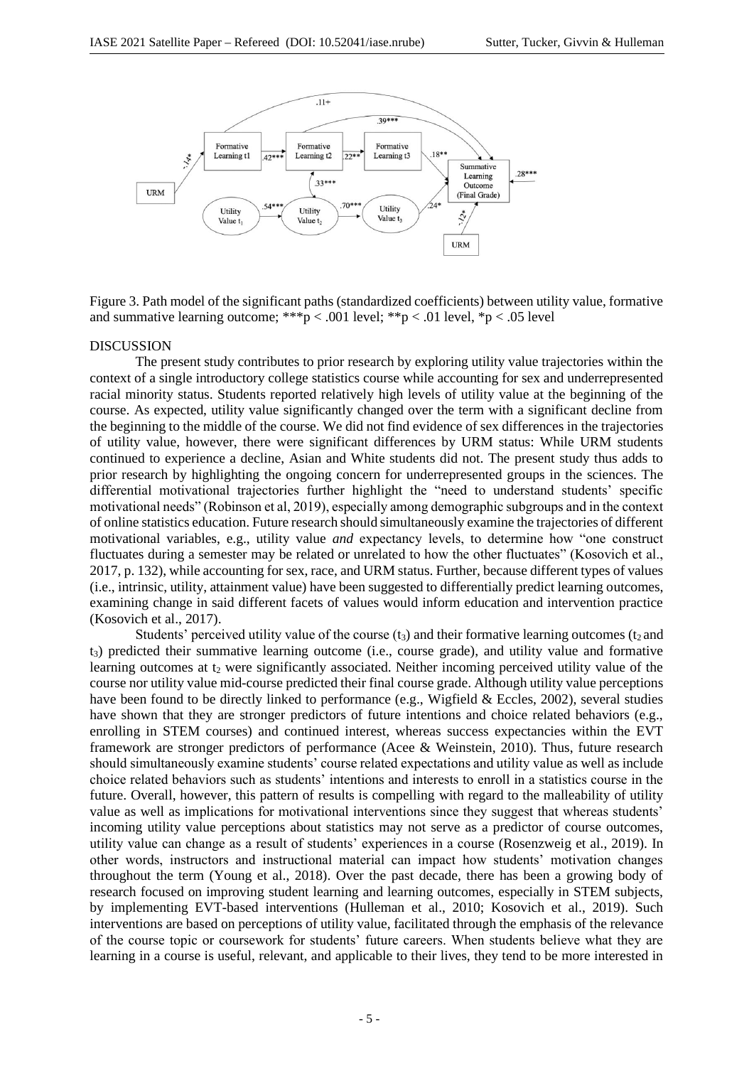Figure 3. Path model of the significant paths (standardized coefficients) between utility value, formative and summative learning outcome; ***p < .001 level; **p < .01 level, *p < .05 level

## DISCUSSION

The present study contributes to prior research by exploring utility value trajectories within the context of a single introductory college statistics course while accounting for sex and underrepresented racial minority status. Students reported relatively high levels of utility value at the beginning of the course. As expected, utility value significantly changed over the term with a significant decline from the beginning to the middle of the course. We did not find evidence of sex differences in the trajectories of utility value, however, there were significant differences by URM status: While URM students continued to experience a decline, Asian and White students did not. The present study thus adds to prior research by highlighting the ongoing concern for underrepresented groups in the sciences. The differential motivational trajectories further highlight the "need to understand students' specific motivational needs" (Robinson et al, 2019), especially among demographic subgroups and in the context of online statistics education. Future research should simultaneously examine the trajectories of different motivational variables, e.g., utility value *and* expectancy levels, to determine how "one construct fluctuates during a semester may be related or unrelated to how the other fluctuates" (Kosovich et al., 2017, p. 132), while accounting for sex, race, and URM status. Further, because different types of values (i.e., intrinsic, utility, attainment value) have been suggested to differentially predict learning outcomes, examining change in said different facets of values would inform education and intervention practice (Kosovich et al., 2017).

Students' perceived utility value of the course ($t_3$) and their formative learning outcomes ($t_2$ and $t_3$) predicted their summative learning outcome (i.e., course grade), and utility value and formative learning outcomes at $t_2$ were significantly associated. Neither incoming perceived utility value of the course nor utility value mid-course predicted their final course grade. Although utility value perceptions have been found to be directly linked to performance (e.g., Wigfield & Eccles, 2002), several studies have shown that they are stronger predictors of future intentions and choice related behaviors (e.g., enrolling in STEM courses) and continued interest, whereas success expectancies within the EVT framework are stronger predictors of performance (Acee & Weinstein, 2010). Thus, future research should simultaneously examine students' course related expectations and utility value as well as include choice related behaviors such as students' intentions and interests to enroll in a statistics course in the future. Overall, however, this pattern of results is compelling with regard to the malleability of utility value as well as implications for motivational interventions since they suggest that whereas students' incoming utility value perceptions about statistics may not serve as a predictor of course outcomes, utility value can change as a result of students' experiences in a course (Rosenzweig et al., 2019). In other words, instructors and instructional material can impact how students' motivation changes throughout the term (Young et al., 2018). Over the past decade, there has been a growing body of research focused on improving student learning and learning outcomes, especially in STEM subjects, by implementing EVT-based interventions (Hulleman et al., 2010; Kosovich et al., 2019). Such interventions are based on perceptions of utility value, facilitated through the emphasis of the relevance of the course topic or coursework for students' future careers. When students believe what they are learning in a course is useful, relevant, and applicable to their lives, they tend to be more interested in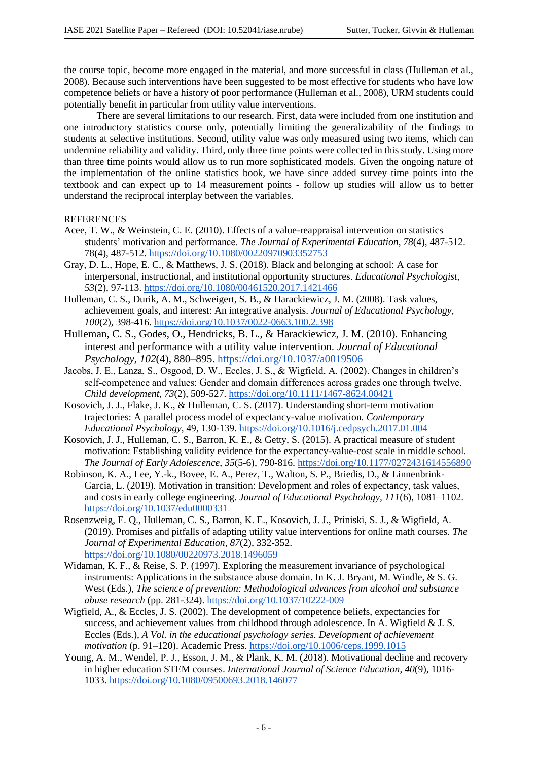the course topic, become more engaged in the material, and more successful in class (Hulleman et al., 2008). Because such interventions have been suggested to be most effective for students who have low competence beliefs or have a history of poor performance (Hulleman et al., 2008), URM students could potentially benefit in particular from utility value interventions.

There are several limitations to our research. First, data were included from one institution and one introductory statistics course only, potentially limiting the generalizability of the findings to students at selective institutions. Second, utility value was only measured using two items, which can undermine reliability and validity. Third, only three time points were collected in this study. Using more than three time points would allow us to run more sophisticated models. Given the ongoing nature of the implementation of the online statistics book, we have since added survey time points into the textbook and can expect up to 14 measurement points - follow up studies will allow us to better understand the reciprocal interplay between the variables.

## REFERENCES

Acee, T. W., & Weinstein, C. E. (2010). Effects of a value-reappraisal intervention on statistics students' motivation and performance. *The Journal of Experimental Education*, *78*(4), 487-512. 78(4), 487-512. https://doi.org/10.1080/00220970903352753

Gray, D. L., Hope, E. C., & Matthews, J. S. (2018). Black and belonging at school: A case for interpersonal, instructional, and institutional opportunity structures. *Educational Psychologist, 53*(2), 97-113. https://doi.org/10.1080/00461520.2017.1421466

Hulleman, C. S., Durik, A. M., Schweigert, S. B., & Harackiewicz, J. M. (2008). Task values, achievement goals, and interest: An integrative analysis. *Journal of Educational Psychology*, *100*(2), 398-416. https://doi.org/10.1037/0022-0663.100.2.398

Hulleman, C. S., Godes, O., Hendricks, B. L., & Harackiewicz, J. M. (2010). Enhancing interest and performance with a utility value intervention. *Journal of Educational Psychology*, *102*(4), 880–895. https://doi.org/10.1037/a0019506

Jacobs, J. E., Lanza, S., Osgood, D. W., Eccles, J. S., & Wigfield, A. (2002). Changes in children's self-competence and values: Gender and domain differences across grades one through twelve. *Child development*, *73*(2), 509-527. https://doi.org/10.1111/1467-8624.00421

Kosovich, J. J., Flake, J. K., & Hulleman, C. S. (2017). Understanding short-term motivation trajectories: A parallel process model of expectancy-value motivation. *Contemporary Educational Psychology*, 49, 130-139. https://doi.org/10.1016/j.cedpsych.2017.01.004

Kosovich, J. J., Hulleman, C. S., Barron, K. E., & Getty, S. (2015). A practical measure of student motivation: Establishing validity evidence for the expectancy-value-cost scale in middle school. *The Journal of Early Adolescence*, *35*(5-6), 790-816. https://doi.org/10.1177/0272431614556890

Robinson, K. A., Lee, Y.-k., Bovee, E. A., Perez, T., Walton, S. P., Briedis, D., & Linnenbrink-Garcia, L. (2019). Motivation in transition: Development and roles of expectancy, task values, and costs in early college engineering. *Journal of Educational Psychology, 111*(6), 1081–1102. https://doi.org/10.1037/edu0000331

Rosenzweig, E. Q., Hulleman, C. S., Barron, K. E., Kosovich, J. J., Priniski, S. J., & Wigfield, A. (2019). Promises and pitfalls of adapting utility value interventions for online math courses. *The Journal of Experimental Education*, *87*(2), 332-352. https://doi.org/10.1080/00220973.2018.1496059

Widaman, K. F., & Reise, S. P. (1997). Exploring the measurement invariance of psychological instruments: Applications in the substance abuse domain. In K. J. Bryant, M. Windle, & S. G. West (Eds.), *The science of prevention: Methodological advances from alcohol and substance abuse research* (pp. 281-324). https://doi.org/10.1037/10222-009

Wigfield, A., & Eccles, J. S. (2002). The development of competence beliefs, expectancies for success, and achievement values from childhood through adolescence. In A. Wigfield & J. S. Eccles (Eds.), *A Vol. in the educational psychology series. Development of achievement motivation* (p. 91–120). Academic Press. https://doi.org/10.1006/ceps.1999.1015

Young, A. M., Wendel, P. J., Esson, J. M., & Plank, K. M. (2018). Motivational decline and recovery in higher education STEM courses. *International Journal of Science Education*, *40*(9), 1016-1033. https://doi.org/10.1080/09500693.2018.146077